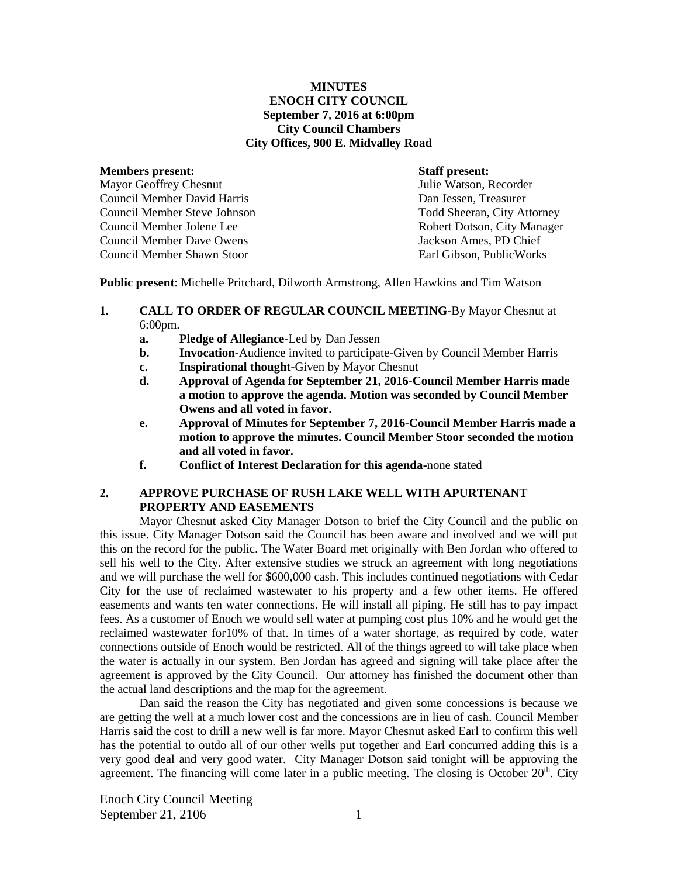**MINUTES**
**ENOCH CITY COUNCIL**
**September 7, 2016 at 6:00pm**
**City Council Chambers**
**City Offices, 900 E. Midvalley Road**

| **Members present:** | **Staff present:** |
|---|---|
| Mayor Geoffrey Chesnut | Julie Watson, Recorder |
| Council Member David Harris | Dan Jessen, Treasurer |
| Council Member Steve Johnson | Todd Sheeran, City Attorney |
| Council Member Jolene Lee | Robert Dotson, City Manager |
| Council Member Dave Owens | Jackson Ames, PD Chief |
| Council Member Shawn Stoor | Earl Gibson, PublicWorks |

**Public present**: Michelle Pritchard, Dilworth Armstrong, Allen Hawkins and Tim Watson

1. **CALL TO ORDER OF REGULAR COUNCIL MEETING-**By Mayor Chesnut at 6:00pm.
   - **a. Pledge of Allegiance-**Led by Dan Jessen
   - **b. Invocation-**Audience invited to participate-Given by Council Member Harris
   - **c. Inspirational thought-**Given by Mayor Chesnut
   - **d. Approval of Agenda for September 21, 2016-Council Member Harris made a motion to approve the agenda. Motion was seconded by Council Member Owens and all voted in favor.**
   - **e. Approval of Minutes for September 7, 2016-Council Member Harris made a motion to approve the minutes. Council Member Stoor seconded the motion and all voted in favor.**
   - **f. Conflict of Interest Declaration for this agenda-**none stated

2. **APPROVE PURCHASE OF RUSH LAKE WELL WITH APURTENANT PROPERTY AND EASEMENTS**

Mayor Chesnut asked City Manager Dotson to brief the City Council and the public on this issue. City Manager Dotson said the Council has been aware and involved and we will put this on the record for the public. The Water Board met originally with Ben Jordan who offered to sell his well to the City. After extensive studies we struck an agreement with long negotiations and we will purchase the well for $600,000 cash. This includes continued negotiations with Cedar City for the use of reclaimed wastewater to his property and a few other items. He offered easements and wants ten water connections. He will install all piping. He still has to pay impact fees. As a customer of Enoch we would sell water at pumping cost plus 10% and he would get the reclaimed wastewater for10% of that. In times of a water shortage, as required by code, water connections outside of Enoch would be restricted. All of the things agreed to will take place when the water is actually in our system. Ben Jordan has agreed and signing will take place after the agreement is approved by the City Council. Our attorney has finished the document other than the actual land descriptions and the map for the agreement.

Dan said the reason the City has negotiated and given some concessions is because we are getting the well at a much lower cost and the concessions are in lieu of cash. Council Member Harris said the cost to drill a new well is far more. Mayor Chesnut asked Earl to confirm this well has the potential to outdo all of our other wells put together and Earl concurred adding this is a very good deal and very good water. City Manager Dotson said tonight will be approving the agreement. The financing will come later in a public meeting. The closing is October 20th. City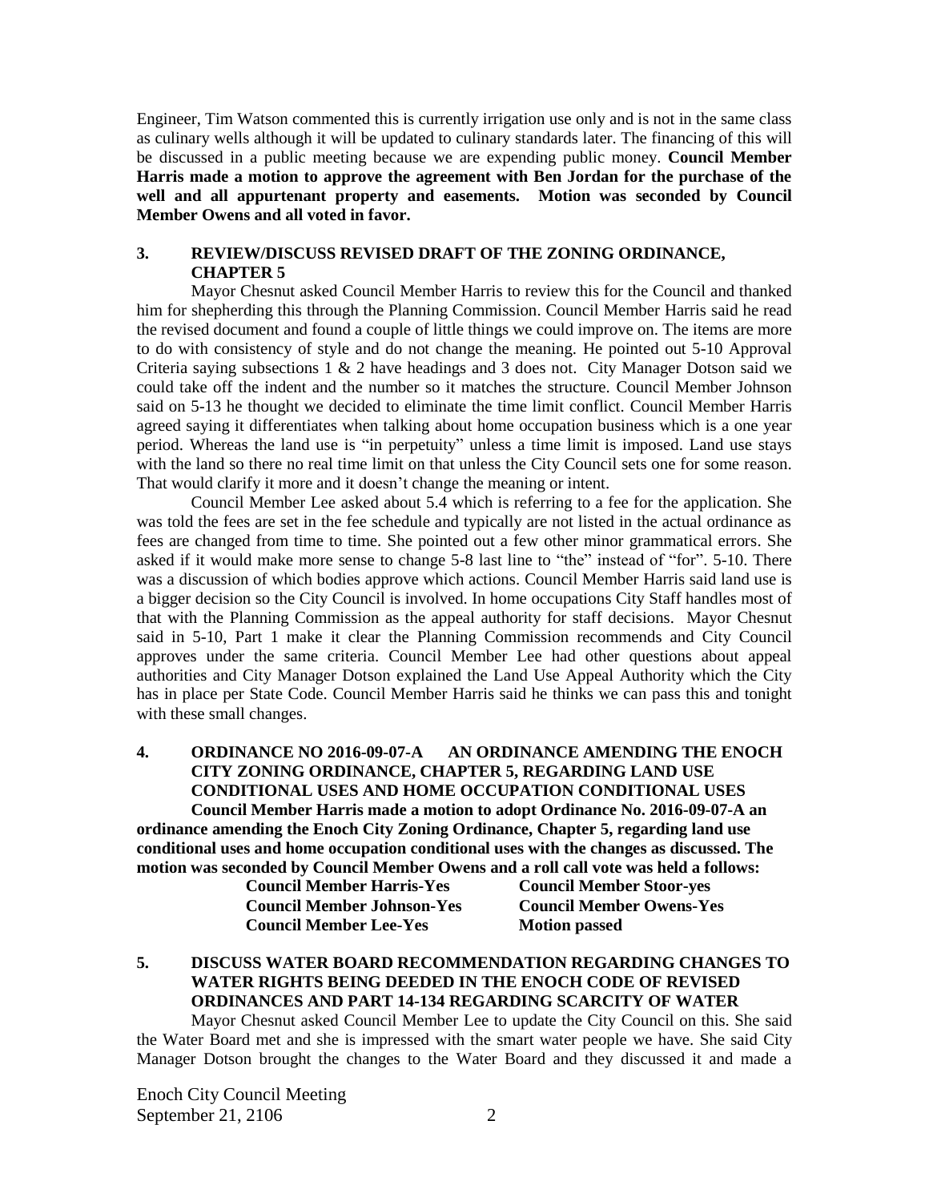Engineer, Tim Watson commented this is currently irrigation use only and is not in the same class as culinary wells although it will be updated to culinary standards later. The financing of this will be discussed in a public meeting because we are expending public money. **Council Member Harris made a motion to approve the agreement with Ben Jordan for the purchase of the well and all appurtenant property and easements. Motion was seconded by Council Member Owens and all voted in favor.**

**3. REVIEW/DISCUSS REVISED DRAFT OF THE ZONING ORDINANCE, CHAPTER 5**

Mayor Chesnut asked Council Member Harris to review this for the Council and thanked him for shepherding this through the Planning Commission. Council Member Harris said he read the revised document and found a couple of little things we could improve on. The items are more to do with consistency of style and do not change the meaning. He pointed out 5-10 Approval Criteria saying subsections 1 & 2 have headings and 3 does not. City Manager Dotson said we could take off the indent and the number so it matches the structure. Council Member Johnson said on 5-13 he thought we decided to eliminate the time limit conflict. Council Member Harris agreed saying it differentiates when talking about home occupation business which is a one year period. Whereas the land use is "in perpetuity" unless a time limit is imposed. Land use stays with the land so there no real time limit on that unless the City Council sets one for some reason. That would clarify it more and it doesn't change the meaning or intent.

Council Member Lee asked about 5.4 which is referring to a fee for the application. She was told the fees are set in the fee schedule and typically are not listed in the actual ordinance as fees are changed from time to time. She pointed out a few other minor grammatical errors. She asked if it would make more sense to change 5-8 last line to "the" instead of "for". 5-10. There was a discussion of which bodies approve which actions. Council Member Harris said land use is a bigger decision so the City Council is involved. In home occupations City Staff handles most of that with the Planning Commission as the appeal authority for staff decisions. Mayor Chesnut said in 5-10, Part 1 make it clear the Planning Commission recommends and City Council approves under the same criteria. Council Member Lee had other questions about appeal authorities and City Manager Dotson explained the Land Use Appeal Authority which the City has in place per State Code. Council Member Harris said he thinks we can pass this and tonight with these small changes.

**4. ORDINANCE NO 2016-09-07-A AN ORDINANCE AMENDING THE ENOCH CITY ZONING ORDINANCE, CHAPTER 5, REGARDING LAND USE CONDITIONAL USES AND HOME OCCUPATION CONDITIONAL USES**

**Council Member Harris made a motion to adopt Ordinance No. 2016-09-07-A an ordinance amending the Enoch City Zoning Ordinance, Chapter 5, regarding land use conditional uses and home occupation conditional uses with the changes as discussed. The motion was seconded by Council Member Owens and a roll call vote was held a follows:**

| | |
|---|---|
| **Council Member Harris-Yes** | **Council Member Stoor-yes** |
| **Council Member Johnson-Yes** | **Council Member Owens-Yes** |
| **Council Member Lee-Yes** | **Motion passed** |

**5. DISCUSS WATER BOARD RECOMMENDATION REGARDING CHANGES TO WATER RIGHTS BEING DEEDED IN THE ENOCH CODE OF REVISED ORDINANCES AND PART 14-134 REGARDING SCARCITY OF WATER**

Mayor Chesnut asked Council Member Lee to update the City Council on this. She said the Water Board met and she is impressed with the smart water people we have. She said City Manager Dotson brought the changes to the Water Board and they discussed it and made a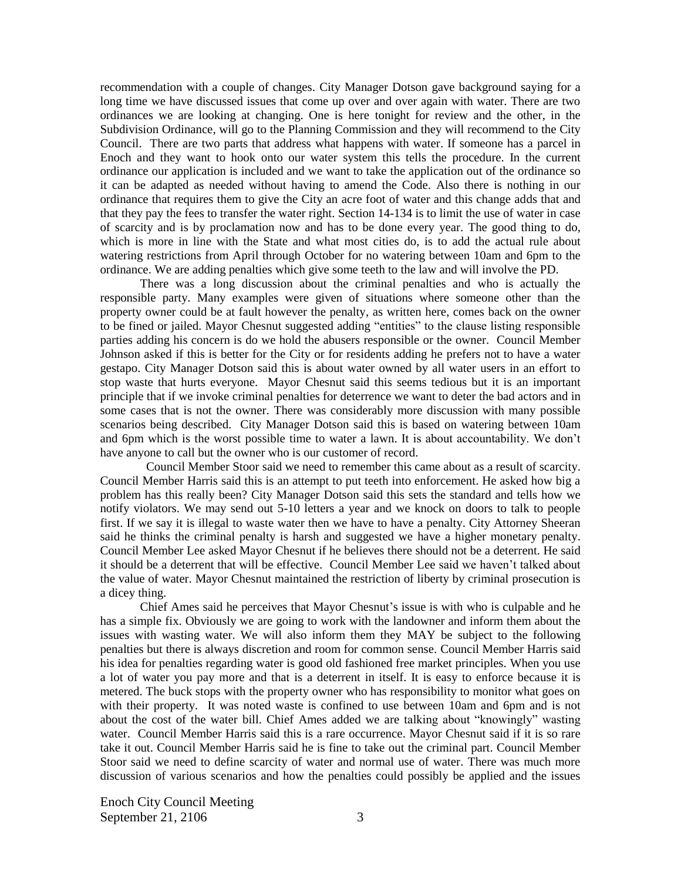recommendation with a couple of changes. City Manager Dotson gave background saying for a long time we have discussed issues that come up over and over again with water. There are two ordinances we are looking at changing. One is here tonight for review and the other, in the Subdivision Ordinance, will go to the Planning Commission and they will recommend to the City Council. There are two parts that address what happens with water. If someone has a parcel in Enoch and they want to hook onto our water system this tells the procedure. In the current ordinance our application is included and we want to take the application out of the ordinance so it can be adapted as needed without having to amend the Code. Also there is nothing in our ordinance that requires them to give the City an acre foot of water and this change adds that and that they pay the fees to transfer the water right. Section 14-134 is to limit the use of water in case of scarcity and is by proclamation now and has to be done every year. The good thing to do, which is more in line with the State and what most cities do, is to add the actual rule about watering restrictions from April through October for no watering between 10am and 6pm to the ordinance. We are adding penalties which give some teeth to the law and will involve the PD.

There was a long discussion about the criminal penalties and who is actually the responsible party. Many examples were given of situations where someone other than the property owner could be at fault however the penalty, as written here, comes back on the owner to be fined or jailed. Mayor Chesnut suggested adding "entities" to the clause listing responsible parties adding his concern is do we hold the abusers responsible or the owner. Council Member Johnson asked if this is better for the City or for residents adding he prefers not to have a water gestapo. City Manager Dotson said this is about water owned by all water users in an effort to stop waste that hurts everyone. Mayor Chesnut said this seems tedious but it is an important principle that if we invoke criminal penalties for deterrence we want to deter the bad actors and in some cases that is not the owner. There was considerably more discussion with many possible scenarios being described. City Manager Dotson said this is based on watering between 10am and 6pm which is the worst possible time to water a lawn. It is about accountability. We don't have anyone to call but the owner who is our customer of record.

Council Member Stoor said we need to remember this came about as a result of scarcity. Council Member Harris said this is an attempt to put teeth into enforcement. He asked how big a problem has this really been? City Manager Dotson said this sets the standard and tells how we notify violators. We may send out 5-10 letters a year and we knock on doors to talk to people first. If we say it is illegal to waste water then we have to have a penalty. City Attorney Sheeran said he thinks the criminal penalty is harsh and suggested we have a higher monetary penalty. Council Member Lee asked Mayor Chesnut if he believes there should not be a deterrent. He said it should be a deterrent that will be effective. Council Member Lee said we haven't talked about the value of water. Mayor Chesnut maintained the restriction of liberty by criminal prosecution is a dicey thing.

Chief Ames said he perceives that Mayor Chesnut's issue is with who is culpable and he has a simple fix. Obviously we are going to work with the landowner and inform them about the issues with wasting water. We will also inform them they MAY be subject to the following penalties but there is always discretion and room for common sense. Council Member Harris said his idea for penalties regarding water is good old fashioned free market principles. When you use a lot of water you pay more and that is a deterrent in itself. It is easy to enforce because it is metered. The buck stops with the property owner who has responsibility to monitor what goes on with their property. It was noted waste is confined to use between 10am and 6pm and is not about the cost of the water bill. Chief Ames added we are talking about "knowingly" wasting water. Council Member Harris said this is a rare occurrence. Mayor Chesnut said if it is so rare take it out. Council Member Harris said he is fine to take out the criminal part. Council Member Stoor said we need to define scarcity of water and normal use of water. There was much more discussion of various scenarios and how the penalties could possibly be applied and the issues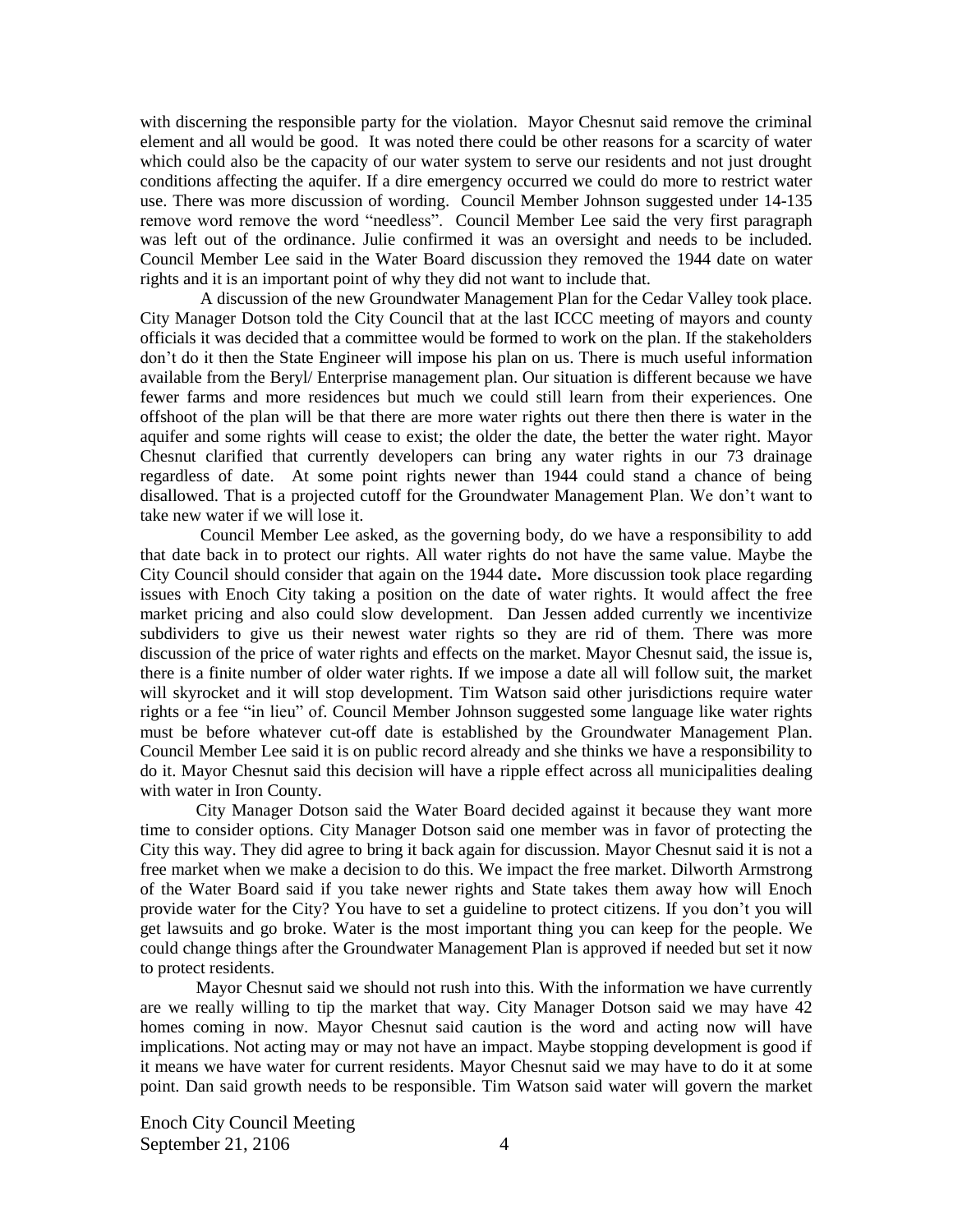with discerning the responsible party for the violation. Mayor Chesnut said remove the criminal element and all would be good. It was noted there could be other reasons for a scarcity of water which could also be the capacity of our water system to serve our residents and not just drought conditions affecting the aquifer. If a dire emergency occurred we could do more to restrict water use. There was more discussion of wording. Council Member Johnson suggested under 14-135 remove word remove the word "needless". Council Member Lee said the very first paragraph was left out of the ordinance. Julie confirmed it was an oversight and needs to be included. Council Member Lee said in the Water Board discussion they removed the 1944 date on water rights and it is an important point of why they did not want to include that.

A discussion of the new Groundwater Management Plan for the Cedar Valley took place. City Manager Dotson told the City Council that at the last ICCC meeting of mayors and county officials it was decided that a committee would be formed to work on the plan. If the stakeholders don't do it then the State Engineer will impose his plan on us. There is much useful information available from the Beryl/ Enterprise management plan. Our situation is different because we have fewer farms and more residences but much we could still learn from their experiences. One offshoot of the plan will be that there are more water rights out there then there is water in the aquifer and some rights will cease to exist; the older the date, the better the water right. Mayor Chesnut clarified that currently developers can bring any water rights in our 73 drainage regardless of date. At some point rights newer than 1944 could stand a chance of being disallowed. That is a projected cutoff for the Groundwater Management Plan. We don't want to take new water if we will lose it.

Council Member Lee asked, as the governing body, do we have a responsibility to add that date back in to protect our rights. All water rights do not have the same value. Maybe the City Council should consider that again on the 1944 date**.** More discussion took place regarding issues with Enoch City taking a position on the date of water rights. It would affect the free market pricing and also could slow development. Dan Jessen added currently we incentivize subdividers to give us their newest water rights so they are rid of them. There was more discussion of the price of water rights and effects on the market. Mayor Chesnut said, the issue is, there is a finite number of older water rights. If we impose a date all will follow suit, the market will skyrocket and it will stop development. Tim Watson said other jurisdictions require water rights or a fee "in lieu" of. Council Member Johnson suggested some language like water rights must be before whatever cut-off date is established by the Groundwater Management Plan. Council Member Lee said it is on public record already and she thinks we have a responsibility to do it. Mayor Chesnut said this decision will have a ripple effect across all municipalities dealing with water in Iron County.

City Manager Dotson said the Water Board decided against it because they want more time to consider options. City Manager Dotson said one member was in favor of protecting the City this way. They did agree to bring it back again for discussion. Mayor Chesnut said it is not a free market when we make a decision to do this. We impact the free market. Dilworth Armstrong of the Water Board said if you take newer rights and State takes them away how will Enoch provide water for the City? You have to set a guideline to protect citizens. If you don't you will get lawsuits and go broke. Water is the most important thing you can keep for the people. We could change things after the Groundwater Management Plan is approved if needed but set it now to protect residents.

Mayor Chesnut said we should not rush into this. With the information we have currently are we really willing to tip the market that way. City Manager Dotson said we may have 42 homes coming in now. Mayor Chesnut said caution is the word and acting now will have implications. Not acting may or may not have an impact. Maybe stopping development is good if it means we have water for current residents. Mayor Chesnut said we may have to do it at some point. Dan said growth needs to be responsible. Tim Watson said water will govern the market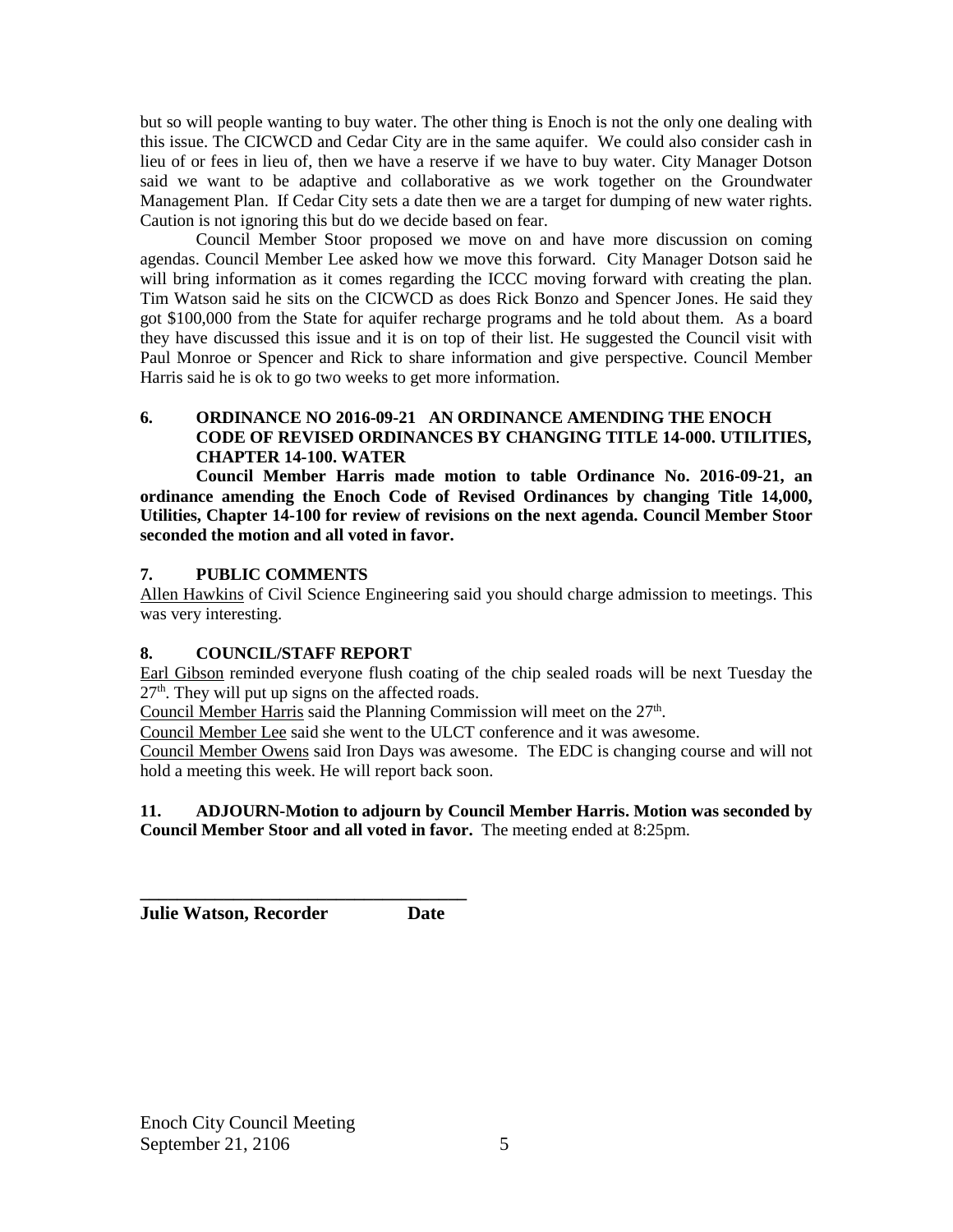but so will people wanting to buy water. The other thing is Enoch is not the only one dealing with this issue. The CICWCD and Cedar City are in the same aquifer. We could also consider cash in lieu of or fees in lieu of, then we have a reserve if we have to buy water. City Manager Dotson said we want to be adaptive and collaborative as we work together on the Groundwater Management Plan. If Cedar City sets a date then we are a target for dumping of new water rights. Caution is not ignoring this but do we decide based on fear.

Council Member Stoor proposed we move on and have more discussion on coming agendas. Council Member Lee asked how we move this forward. City Manager Dotson said he will bring information as it comes regarding the ICCC moving forward with creating the plan. Tim Watson said he sits on the CICWCD as does Rick Bonzo and Spencer Jones. He said they got $100,000 from the State for aquifer recharge programs and he told about them. As a board they have discussed this issue and it is on top of their list. He suggested the Council visit with Paul Monroe or Spencer and Rick to share information and give perspective. Council Member Harris said he is ok to go two weeks to get more information.

**6. ORDINANCE NO 2016-09-21 AN ORDINANCE AMENDING THE ENOCH CODE OF REVISED ORDINANCES BY CHANGING TITLE 14-000. UTILITIES, CHAPTER 14-100. WATER**

**Council Member Harris made motion to table Ordinance No. 2016-09-21, an ordinance amending the Enoch Code of Revised Ordinances by changing Title 14,000, Utilities, Chapter 14-100 for review of revisions on the next agenda. Council Member Stoor seconded the motion and all voted in favor.**

**7. PUBLIC COMMENTS**

Allen Hawkins of Civil Science Engineering said you should charge admission to meetings. This was very interesting.

**8. COUNCIL/STAFF REPORT**

Earl Gibson reminded everyone flush coating of the chip sealed roads will be next Tuesday the 27th. They will put up signs on the affected roads.

Council Member Harris said the Planning Commission will meet on the 27th.

Council Member Lee said she went to the ULCT conference and it was awesome.

Council Member Owens said Iron Days was awesome. The EDC is changing course and will not hold a meeting this week. He will report back soon.

**11. ADJOURN-Motion to adjourn by Council Member Harris. Motion was seconded by Council Member Stoor and all voted in favor.** The meeting ended at 8:25pm.

\_\_\_\_\_\_\_\_\_\_\_\_\_\_\_\_\_\_\_\_\_\_\_\_\_\_\_\_\_\_\_\_\_\_\_\_

**Julie Watson, Recorder Date**